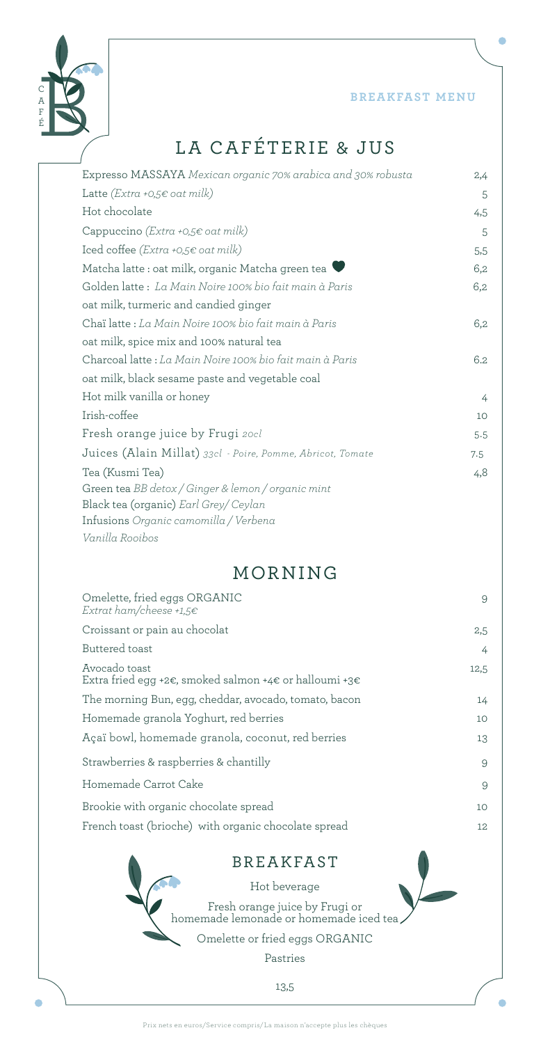CAFÉ B

**BREAKFAST MENU**

# LA CAFÉTERIE & JUS

| | |
|---|---|
| Expresso MASSAYA *Mexican organic 70% arabica and 30% robusta* | 2,4 |
| Latte *(Extra +0,5€ oat milk)* | 5 |
| Hot chocolate | 4,5 |
| Cappuccino *(Extra +0,5€ oat milk)* | 5 |
| Iced coffee *(Extra +0,5€ oat milk)* | 5,5 |
| Matcha latte : oat milk, organic Matcha green tea ♥ | 6,2 |
| Golden latte : *La Main Noire 100% bio fait main à Paris* oat milk, turmeric and candied ginger | 6,2 |
| Chaï latte : *La Main Noire 100% bio fait main à Paris* oat milk, spice mix and 100% natural tea | 6,2 |
| Charcoal latte : *La Main Noire 100% bio fait main à Paris* oat milk, black sesame paste and vegetable coal | 6.2 |
| Hot milk vanilla or honey | 4 |
| Irish-coffee | 10 |
| Fresh orange juice by Frugi *20cl* | 5.5 |
| Juices (Alain Millat) *33cl - Poire, Pomme, Abricot, Tomate* | 7.5 |
| Tea (Kusmi Tea) | 4,8 |

Green tea *BB detox / Ginger & lemon / organic mint*
Black tea (organic) *Earl Grey/ Ceylan*
Infusions *Organic camomilla / Verbena*
*Vanilla Rooibos*

# MORNING

| | |
|---|---|
| Omelette, fried eggs ORGANIC *Extrat ham/cheese +1,5€* | 9 |
| Croissant or pain au chocolat | 2,5 |
| Buttered toast | 4 |
| Avocado toast Extra fried egg +2€, smoked salmon +4€ or halloumi +3€ | 12,5 |
| The morning Bun, egg, cheddar, avocado, tomato, bacon | 14 |
| Homemade granola Yoghurt, red berries | 10 |
| Açaï bowl, homemade granola, coconut, red berries | 13 |
| Strawberries & raspberries & chantilly | 9 |
| Homemade Carrot Cake | 9 |
| Brookie with organic chocolate spread | 10 |
| French toast (brioche) with organic chocolate spread | 12 |

## BREAKFAST

Hot beverage

Fresh orange juice by Frugi or homemade lemonade or homemade iced tea

Omelette or fried eggs ORGANIC

Pastries

13,5

Prix nets en euros/Service compris/La maison n'accepte plus les chèques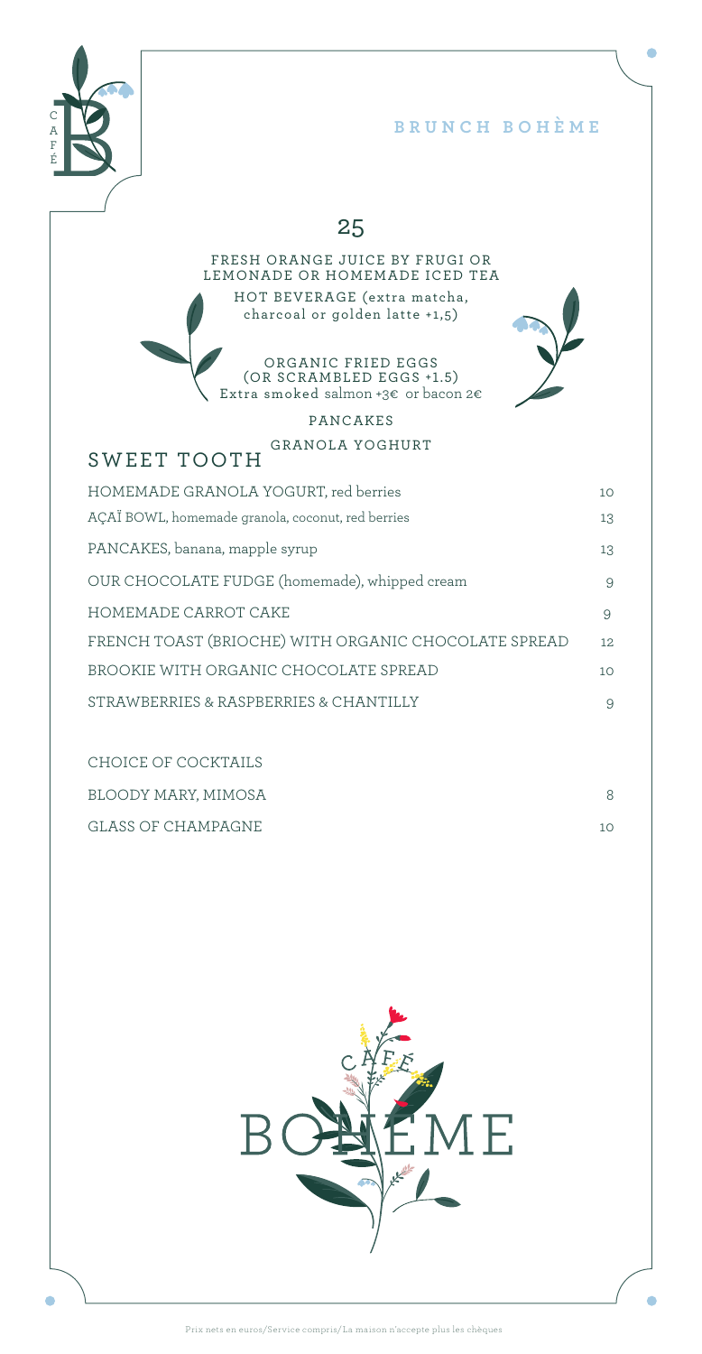## BRUNCH BOHÈME

### 25

FRESH ORANGE JUICE BY FRUGI OR LEMONADE OR HOMEMADE ICED TEA

HOT BEVERAGE (extra matcha, charcoal or golden latte +1,5)

ORGANIC FRIED EGGS (OR SCRAMBLED EGGS +1.5)
Extra smoked salmon +3€ or bacon 2€

PANCAKES

GRANOLA YOGHURT

## SWEET TOOTH

| | |
|---|---|
| HOMEMADE GRANOLA YOGURT, red berries | 10 |
| AÇAÏ BOWL, homemade granola, coconut, red berries | 13 |
| PANCAKES, banana, mapple syrup | 13 |
| OUR CHOCOLATE FUDGE (homemade), whipped cream | 9 |
| HOMEMADE CARROT CAKE | 9 |
| FRENCH TOAST (BRIOCHE) WITH ORGANIC CHOCOLATE SPREAD | 12 |
| BROOKIE WITH ORGANIC CHOCOLATE SPREAD | 10 |
| STRAWBERRIES & RASPBERRIES & CHANTILLY | 9 |

CHOICE OF COCKTAILS

| | |
|---|---|
| BLOODY MARY, MIMOSA | 8 |
| GLASS OF CHAMPAGNE | 10 |

CAFÉ BOHÈME

Prix nets en euros/Service compris/La maison n'accepte plus les chèques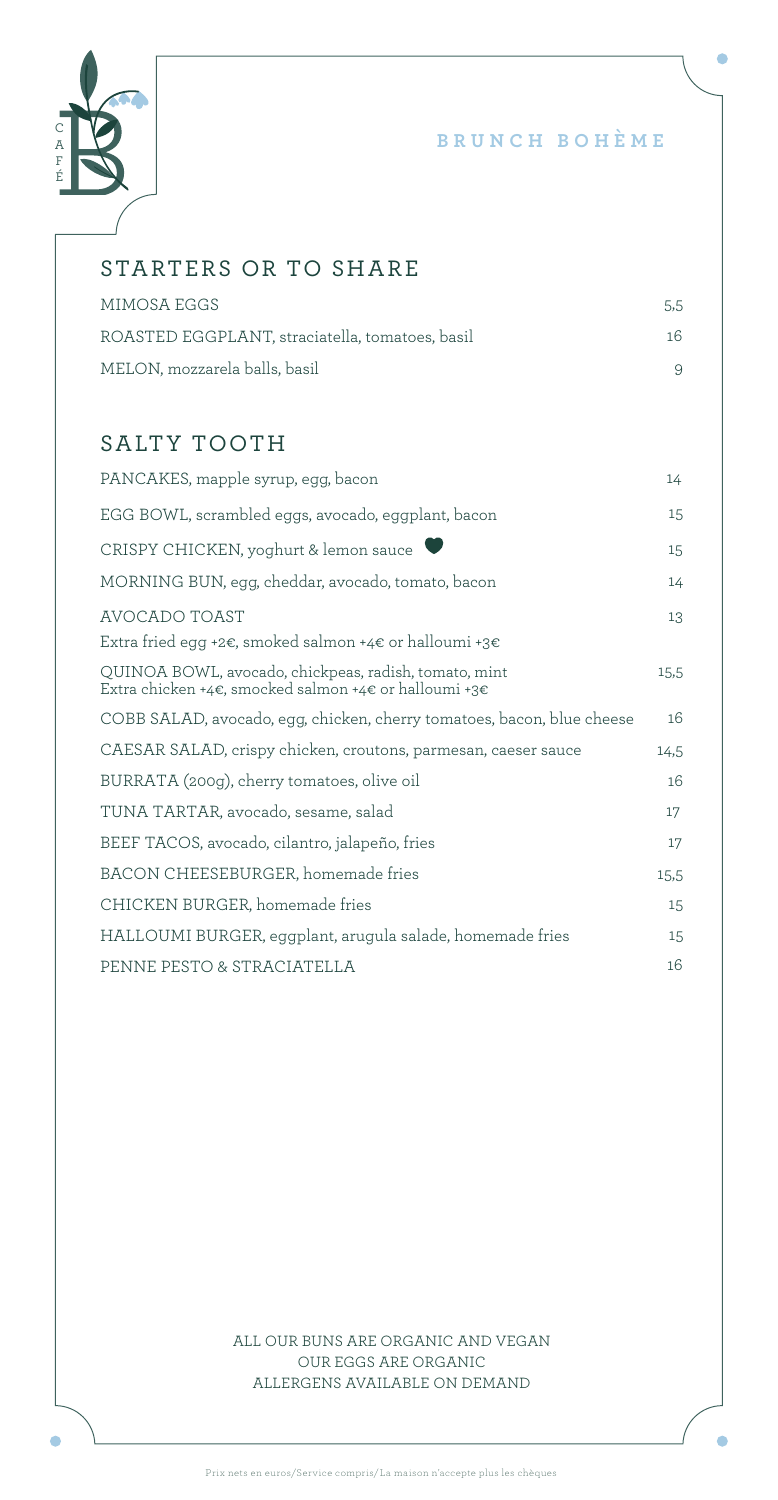CAFÉ

# BRUNCH BOHÈME

## STARTERS OR TO SHARE

| | |
|---|---|
| MIMOSA EGGS | 5,5 |
| ROASTED EGGPLANT, straciatella, tomatoes, basil | 16 |
| MELON, mozzarela balls, basil | 9 |

## SALTY TOOTH

| | |
|---|---|
| PANCAKES, mapple syrup, egg, bacon | 14 |
| EGG BOWL, scrambled eggs, avocado, eggplant, bacon | 15 |
| CRISPY CHICKEN, yoghurt & lemon sauce ♥ | 15 |
| MORNING BUN, egg, cheddar, avocado, tomato, bacon | 14 |
| AVOCADO TOAST<br>Extra fried egg +2€, smoked salmon +4€ or halloumi +3€ | 13 |
| QUINOA BOWL, avocado, chickpeas, radish, tomato, mint<br>Extra chicken +4€, smocked salmon +4€ or halloumi +3€ | 15,5 |
| COBB SALAD, avocado, egg, chicken, cherry tomatoes, bacon, blue cheese | 16 |
| CAESAR SALAD, crispy chicken, croutons, parmesan, caeser sauce | 14,5 |
| BURRATA (200g), cherry tomatoes, olive oil | 16 |
| TUNA TARTAR, avocado, sesame, salad | 17 |
| BEEF TACOS, avocado, cilantro, jalapeño, fries | 17 |
| BACON CHEESEBURGER, homemade fries | 15,5 |
| CHICKEN BURGER, homemade fries | 15 |
| HALLOUMI BURGER, eggplant, arugula salade, homemade fries | 15 |
| PENNE PESTO & STRACIATELLA | 16 |

ALL OUR BUNS ARE ORGANIC AND VEGAN
OUR EGGS ARE ORGANIC
ALLERGENS AVAILABLE ON DEMAND

Prix nets en euros/Service compris/La maison n'accepte plus les chèques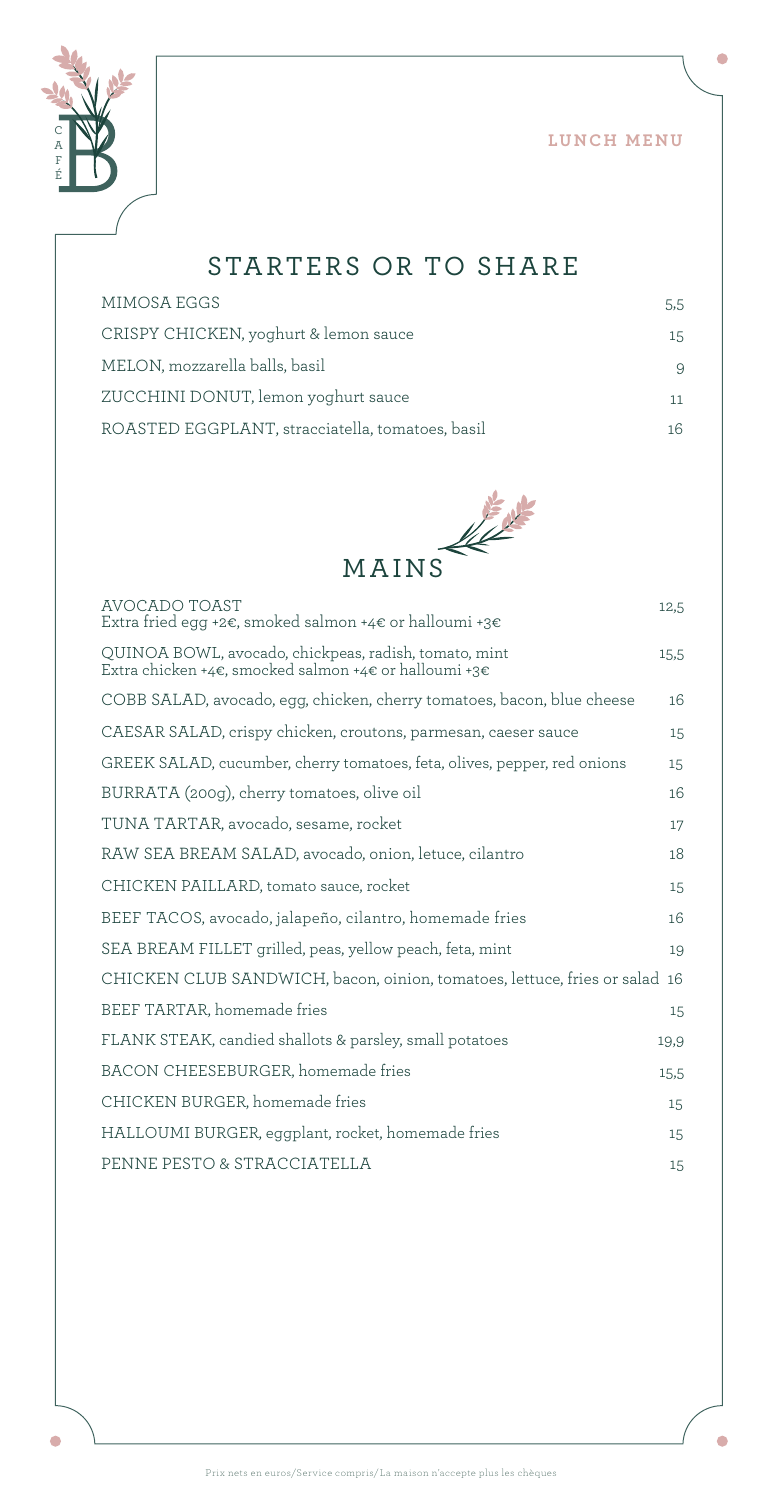CAFÉ B

**LUNCH MENU**

## STARTERS OR TO SHARE

| | |
|---|---|
| MIMOSA EGGS | 5,5 |
| CRISPY CHICKEN, yoghurt & lemon sauce | 15 |
| MELON, mozzarella balls, basil | 9 |
| ZUCCHINI DONUT, lemon yoghurt sauce | 11 |
| ROASTED EGGPLANT, stracciatella, tomatoes, basil | 16 |

## MAINS

| | |
|---|---|
| AVOCADO TOAST<br>Extra fried egg +2€, smoked salmon +4€ or halloumi +3€ | 12,5 |
| QUINOA BOWL, avocado, chickpeas, radish, tomato, mint<br>Extra chicken +4€, smocked salmon +4€ or halloumi +3€ | 15,5 |
| COBB SALAD, avocado, egg, chicken, cherry tomatoes, bacon, blue cheese | 16 |
| CAESAR SALAD, crispy chicken, croutons, parmesan, caeser sauce | 15 |
| GREEK SALAD, cucumber, cherry tomatoes, feta, olives, pepper, red onions | 15 |
| BURRATA (200g), cherry tomatoes, olive oil | 16 |
| TUNA TARTAR, avocado, sesame, rocket | 17 |
| RAW SEA BREAM SALAD, avocado, onion, letuce, cilantro | 18 |
| CHICKEN PAILLARD, tomato sauce, rocket | 15 |
| BEEF TACOS, avocado, jalapeño, cilantro, homemade fries | 16 |
| SEA BREAM FILLET grilled, peas, yellow peach, feta, mint | 19 |
| CHICKEN CLUB SANDWICH, bacon, oinion, tomatoes, lettuce, fries or salad | 16 |
| BEEF TARTAR, homemade fries | 15 |
| FLANK STEAK, candied shallots & parsley, small potatoes | 19,9 |
| BACON CHEESEBURGER, homemade fries | 15,5 |
| CHICKEN BURGER, homemade fries | 15 |
| HALLOUMI BURGER, eggplant, rocket, homemade fries | 15 |
| PENNE PESTO & STRACCIATELLA | 15 |

Prix nets en euros/Service compris/La maison n'accepte plus les chèques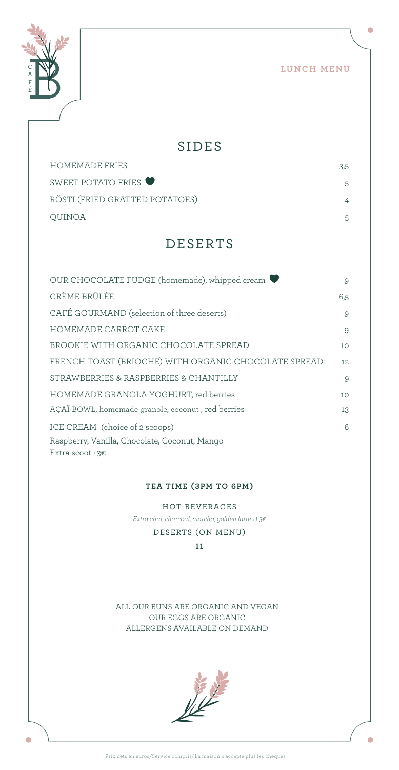**LUNCH MENU**

## SIDES

| | |
|---|---|
| HOMEMADE FRIES | 3,5 |
| SWEET POTATO FRIES ♥ | 5 |
| RÖSTI (FRIED GRATTED POTATOES) | 4 |
| QUINOA | 5 |

## DESERTS

| | |
|---|---|
| OUR CHOCOLATE FUDGE (homemade), whipped cream ♥ | 9 |
| CRÈME BRÛLÉE | 6,5 |
| CAFÉ GOURMAND (selection of three deserts) | 9 |
| HOMEMADE CARROT CAKE | 9 |
| BROOKIE WITH ORGANIC CHOCOLATE SPREAD | 10 |
| FRENCH TOAST (BRIOCHE) WITH ORGANIC CHOCOLATE SPREAD | 12 |
| STRAWBERRIES & RASPBERRIES & CHANTILLY | 9 |
| HOMEMADE GRANOLA YOGHURT, red berries | 10 |
| AÇAÏ BOWL, homemade granole, coconut , red berries | 13 |
| ICE CREAM (choice of 2 scoops)<br>Raspberry, Vanilla, Chocolate, Coconut, Mango<br>Extra scoot +3€ | 6 |

### TEA TIME (3PM TO 6PM)

HOT BEVERAGES

*Extra chaï, charcoal, matcha, golden latte +1,5€*

DESERTS (ON MENU)

**11**

ALL OUR BUNS ARE ORGANIC AND VEGAN
OUR EGGS ARE ORGANIC
ALLERGENS AVAILABLE ON DEMAND

Prix nets en euros/Service compris/La maison n'accepte plus les chèques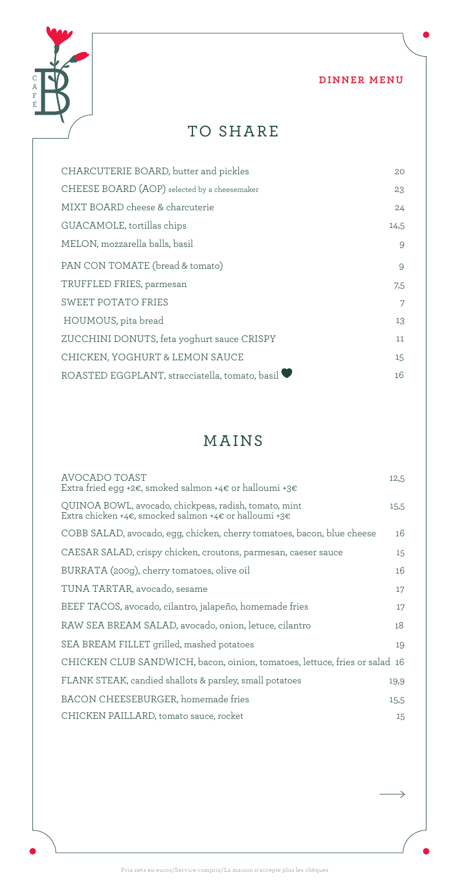CAFÉ B

**DINNER MENU**

## TO SHARE

| Item | Price |
| --- | --- |
| CHARCUTERIE BOARD, butter and pickles | 20 |
| CHEESE BOARD (AOP) selected by a cheesemaker | 23 |
| MIXT BOARD cheese & charcuterie | 24 |
| GUACAMOLE, tortillas chips | 14,5 |
| MELON, mozzarella balls, basil | 9 |
| PAN CON TOMATE (bread & tomato) | 9 |
| TRUFFLED FRIES, parmesan | 7,5 |
| SWEET POTATO FRIES | 7 |
| HOUMOUS, pita bread | 13 |
| ZUCCHINI DONUTS, feta yoghurt sauce CRISPY | 11 |
| CHICKEN, YOGHURT & LEMON SAUCE | 15 |
| ROASTED EGGPLANT, stracciatella, tomato, basil ♥ | 16 |

## MAINS

| Item | Price |
| --- | --- |
| AVOCADO TOAST<br>Extra fried egg +2€, smoked salmon +4€ or halloumi +3€ | 12,5 |
| QUINOA BOWL, avocado, chickpeas, radish, tomato, mint<br>Extra chicken +4€, smocked salmon +4€ or halloumi +3€ | 15,5 |
| COBB SALAD, avocado, egg, chicken, cherry tomatoes, bacon, blue cheese | 16 |
| CAESAR SALAD, crispy chicken, croutons, parmesan, caeser sauce | 15 |
| BURRATA (200g), cherry tomatoes, olive oil | 16 |
| TUNA TARTAR, avocado, sesame | 17 |
| BEEF TACOS, avocado, cilantro, jalapeño, homemade fries | 17 |
| RAW SEA BREAM SALAD, avocado, onion, letuce, cilantro | 18 |
| SEA BREAM FILLET grilled, mashed potatoes | 19 |
| CHICKEN CLUB SANDWICH, bacon, oinion, tomatoes, lettuce, fries or salad | 16 |
| FLANK STEAK, candied shallots & parsley, small potatoes | 19,9 |
| BACON CHEESEBURGER, homemade fries | 15,5 |
| CHICKEN PAILLARD, tomato sauce, rocket | 15 |

→

Prix nets en euros/Service compris/La maison n'accepte plus les chèques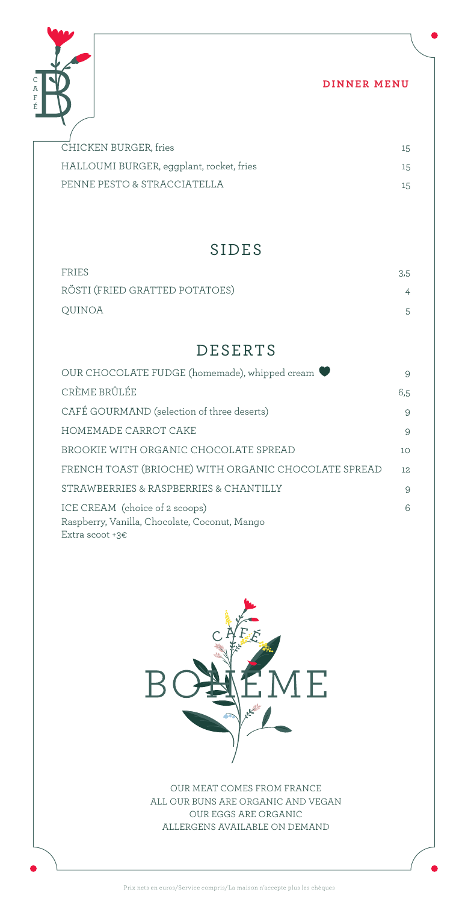# DINNER MENU

| | |
|---|---|
| CHICKEN BURGER, fries | 15 |
| HALLOUMI BURGER, eggplant, rocket, fries | 15 |
| PENNE PESTO & STRACCIATELLA | 15 |

## SIDES

| | |
|---|---|
| FRIES | 3,5 |
| RÖSTI (FRIED GRATTED POTATOES) | 4 |
| QUINOA | 5 |

## DESERTS

| | |
|---|---|
| OUR CHOCOLATE FUDGE (homemade), whipped cream | 9 |
| CRÈME BRÛLÉE | 6,5 |
| CAFÉ GOURMAND (selection of three deserts) | 9 |
| HOMEMADE CARROT CAKE | 9 |
| BROOKIE WITH ORGANIC CHOCOLATE SPREAD | 10 |
| FRENCH TOAST (BRIOCHE) WITH ORGANIC CHOCOLATE SPREAD | 12 |
| STRAWBERRIES & RASPBERRIES & CHANTILLY | 9 |
| ICE CREAM (choice of 2 scoops)<br>Raspberry, Vanilla, Chocolate, Coconut, Mango<br>Extra scoot +3€ | 6 |

CAFÉ BOHÈME

OUR MEAT COMES FROM FRANCE
ALL OUR BUNS ARE ORGANIC AND VEGAN
OUR EGGS ARE ORGANIC
ALLERGENS AVAILABLE ON DEMAND

Prix nets en euros/Service compris/La maison n'accepte plus les chèques